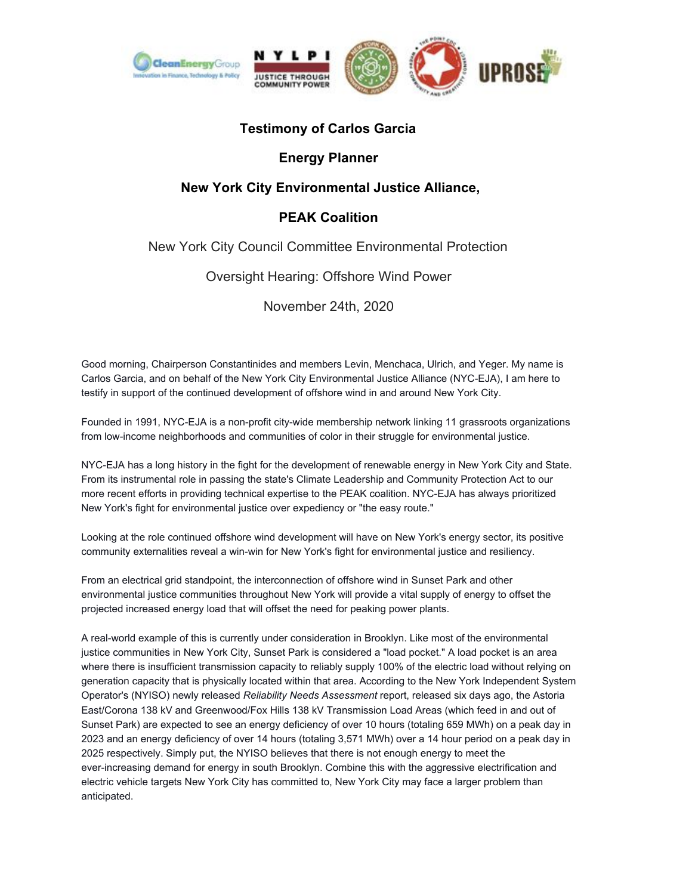**Testimony of Carlos Garcia**

**Energy Planner**

**New York City Environmental Justice Alliance,**

**PEAK Coalition**

New York City Council Committee Environmental Protection

Oversight Hearing: Offshore Wind Power

November 24th, 2020

Good morning, Chairperson Constantinides and members Levin, Menchaca, Ulrich, and Yeger. My name is Carlos Garcia, and on behalf of the New York City Environmental Justice Alliance (NYC-EJA), I am here to testify in support of the continued development of offshore wind in and around New York City.

Founded in 1991, NYC-EJA is a non-profit city-wide membership network linking 11 grassroots organizations from low-income neighborhoods and communities of color in their struggle for environmental justice.

NYC-EJA has a long history in the fight for the development of renewable energy in New York City and State. From its instrumental role in passing the state's Climate Leadership and Community Protection Act to our more recent efforts in providing technical expertise to the PEAK coalition. NYC-EJA has always prioritized New York's fight for environmental justice over expediency or "the easy route."

Looking at the role continued offshore wind development will have on New York's energy sector, its positive community externalities reveal a win-win for New York's fight for environmental justice and resiliency.

From an electrical grid standpoint, the interconnection of offshore wind in Sunset Park and other environmental justice communities throughout New York will provide a vital supply of energy to offset the projected increased energy load that will offset the need for peaking power plants.

A real-world example of this is currently under consideration in Brooklyn. Like most of the environmental justice communities in New York City, Sunset Park is considered a "load pocket." A load pocket is an area where there is insufficient transmission capacity to reliably supply 100% of the electric load without relying on generation capacity that is physically located within that area. According to the New York Independent System Operator's (NYISO) newly released *Reliability Needs Assessment* report, released six days ago, the Astoria East/Corona 138 kV and Greenwood/Fox Hills 138 kV Transmission Load Areas (which feed in and out of Sunset Park) are expected to see an energy deficiency of over 10 hours (totaling 659 MWh) on a peak day in 2023 and an energy deficiency of over 14 hours (totaling 3,571 MWh) over a 14 hour period on a peak day in 2025 respectively. Simply put, the NYISO believes that there is not enough energy to meet the ever-increasing demand for energy in south Brooklyn. Combine this with the aggressive electrification and electric vehicle targets New York City has committed to, New York City may face a larger problem than anticipated.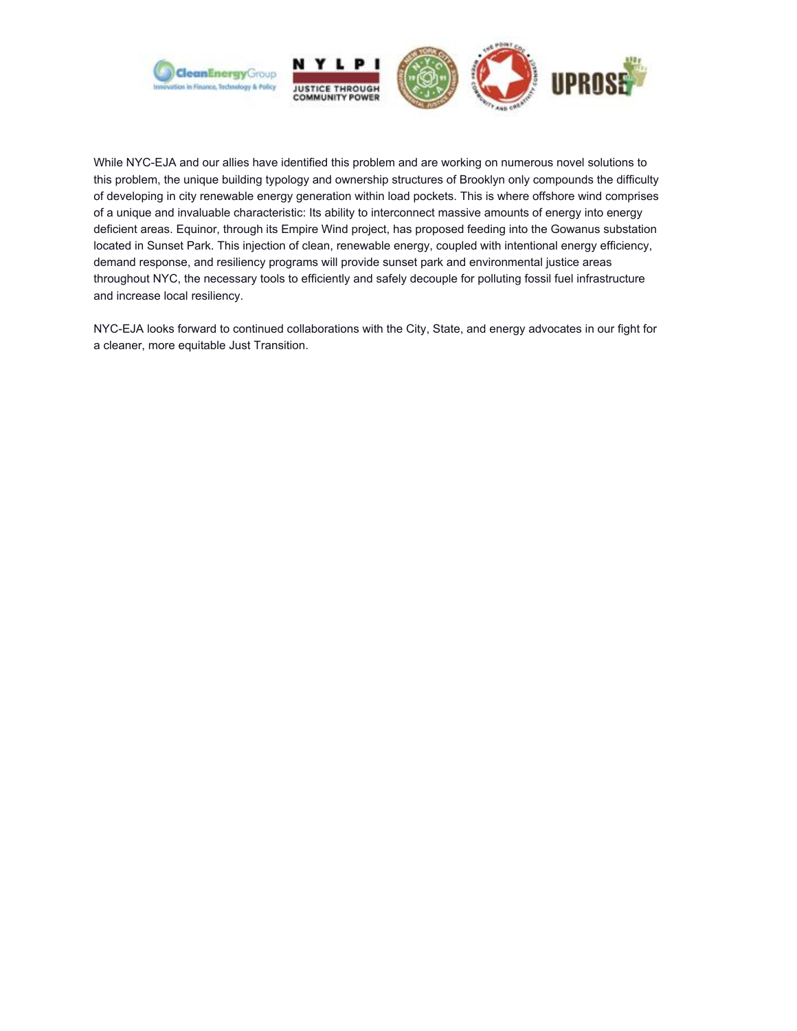While NYC-EJA and our allies have identified this problem and are working on numerous novel solutions to this problem, the unique building typology and ownership structures of Brooklyn only compounds the difficulty of developing in city renewable energy generation within load pockets. This is where offshore wind comprises of a unique and invaluable characteristic: Its ability to interconnect massive amounts of energy into energy deficient areas. Equinor, through its Empire Wind project, has proposed feeding into the Gowanus substation located in Sunset Park. This injection of clean, renewable energy, coupled with intentional energy efficiency, demand response, and resiliency programs will provide sunset park and environmental justice areas throughout NYC, the necessary tools to efficiently and safely decouple for polluting fossil fuel infrastructure and increase local resiliency.

NYC-EJA looks forward to continued collaborations with the City, State, and energy advocates in our fight for a cleaner, more equitable Just Transition.